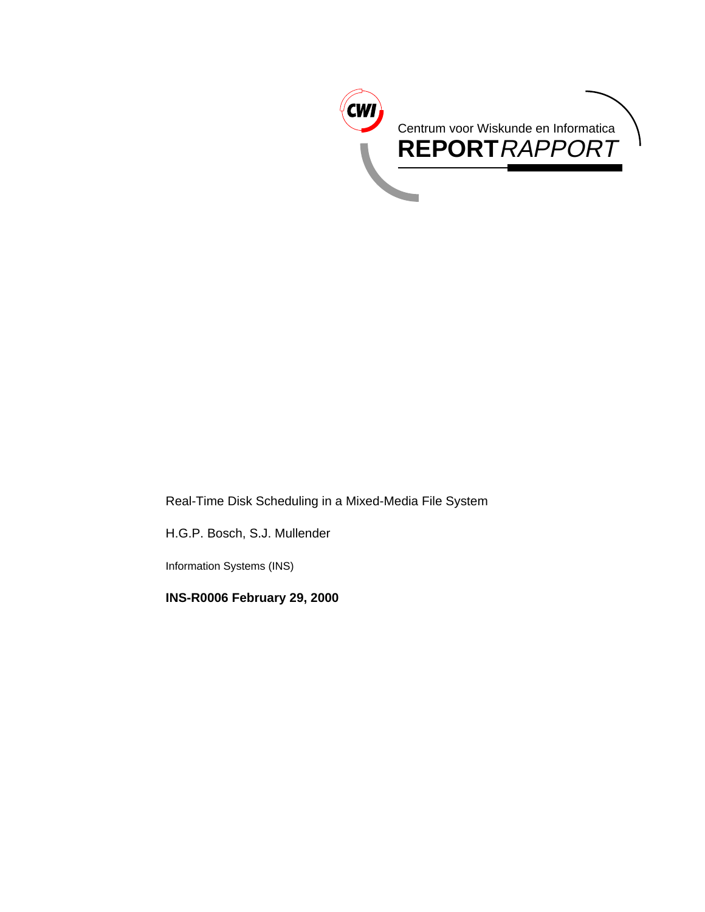CWI

Centrum voor Wiskunde en Informatica

**REPORT** *RAPPORT*

Real-Time Disk Scheduling in a Mixed-Media File System

H.G.P. Bosch, S.J. Mullender

Information Systems (INS)

**INS-R0006 February 29, 2000**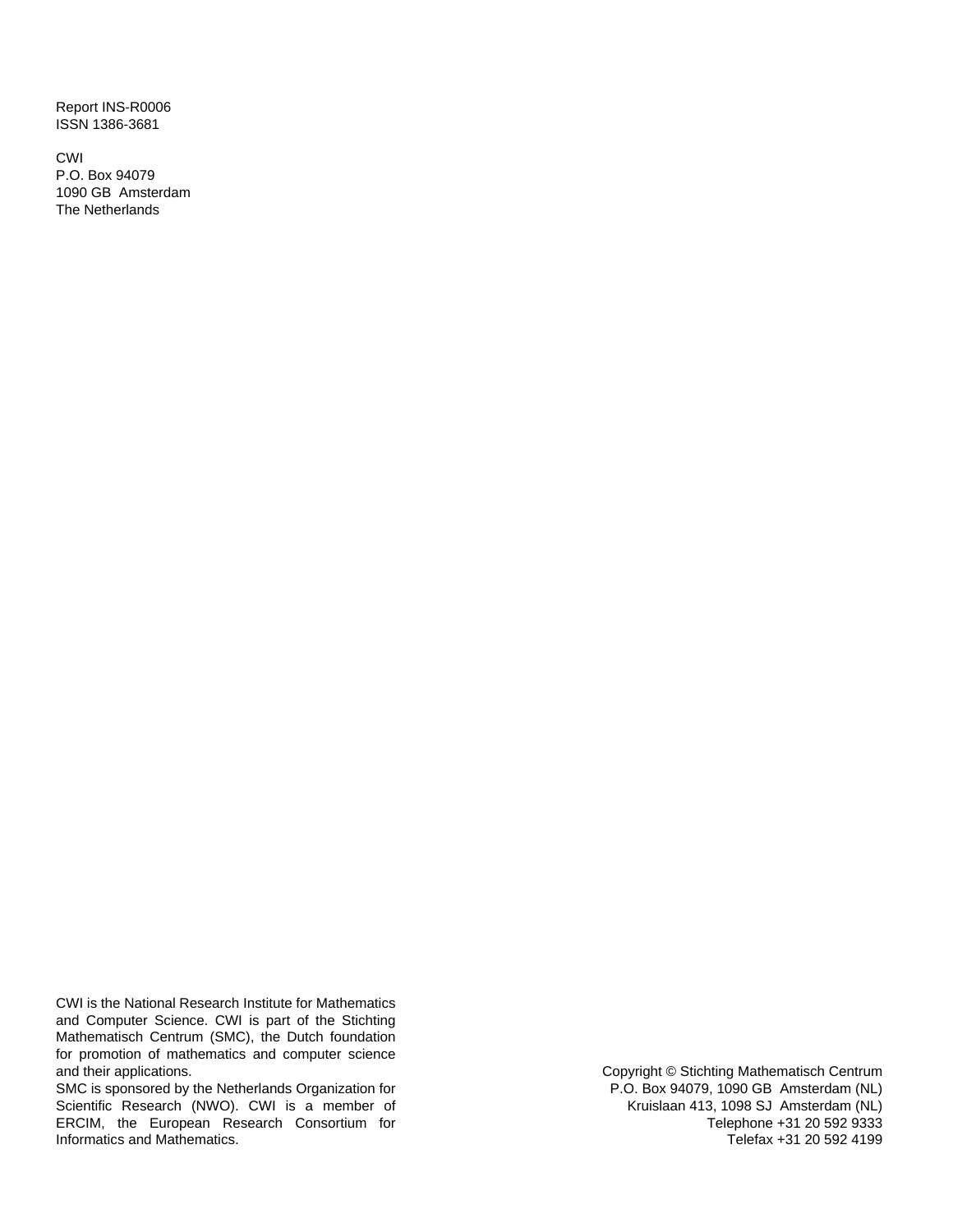Report INS-R0006
ISSN 1386-3681

CWI
P.O. Box 94079
1090 GB Amsterdam
The Netherlands

CWI is the National Research Institute for Mathematics and Computer Science. CWI is part of the Stichting Mathematisch Centrum (SMC), the Dutch foundation for promotion of mathematics and computer science and their applications.
SMC is sponsored by the Netherlands Organization for Scientific Research (NWO). CWI is a member of ERCIM, the European Research Consortium for Informatics and Mathematics.

Copyright © Stichting Mathematisch Centrum
P.O. Box 94079, 1090 GB Amsterdam (NL)
Kruislaan 413, 1098 SJ Amsterdam (NL)
Telephone +31 20 592 9333
Telefax +31 20 592 4199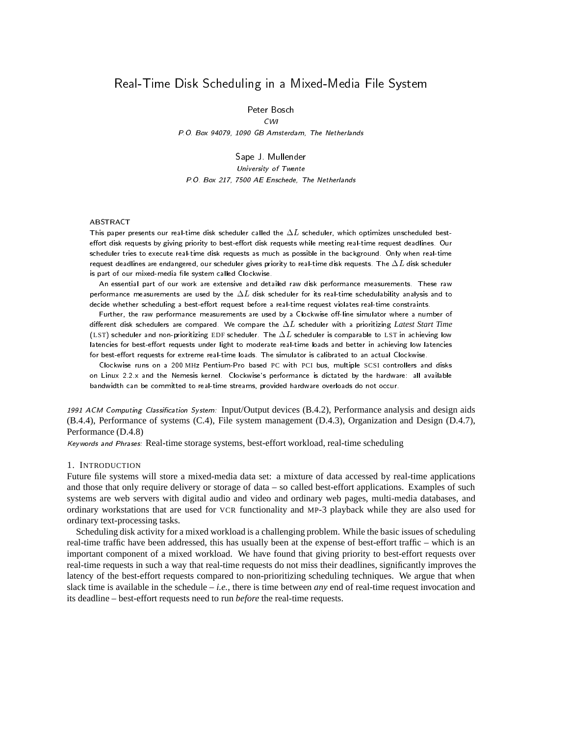# Real-Time Disk Scheduling in a Mixed-Media File System

Peter Bosch

*CWI*

*P.O. Box 94079, 1090 GB Amsterdam, The Netherlands*

Sape J. Mullender

*University of Twente*

*P.O. Box 217, 7500 AE Enschede, The Netherlands*

## ABSTRACT

This paper presents our real-time disk scheduler called the $\Delta L$ scheduler, which optimizes unscheduled best-effort disk requests by giving priority to best-effort disk requests while meeting real-time request deadlines. Our scheduler tries to execute real-time disk requests as much as possible in the background. Only when real-time request deadlines are endangered, our scheduler gives priority to real-time disk requests. The $\Delta L$ disk scheduler is part of our mixed-media file system called Clockwise.

An essential part of our work are extensive and detailed raw disk performance measurements. These raw performance measurements are used by the $\Delta L$ disk scheduler for its real-time schedulability analysis and to decide whether scheduling a best-effort request before a real-time request violates real-time constraints.

Further, the raw performance measurements are used by a Clockwise off-line simulator where a number of different disk schedulers are compared. We compare the $\Delta L$ scheduler with a prioritizing *Latest Start Time* (LST) scheduler and non-prioritizing EDF scheduler. The $\Delta L$ scheduler is comparable to LST in achieving low latencies for best-effort requests under light to moderate real-time loads and better in achieving low latencies for best-effort requests for extreme real-time loads. The simulator is calibrated to an actual Clockwise.

Clockwise runs on a 200 MHz Pentium-Pro based PC with PCI bus, multiple SCSI controllers and disks on Linux 2.2.x and the Nemesis kernel. Clockwise's performance is dictated by the hardware: all available bandwidth can be committed to real-time streams, provided hardware overloads do not occur.

*1991 ACM Computing Classification System:* Input/Output devices (B.4.2), Performance analysis and design aids (B.4.4), Performance of systems (C.4), File system management (D.4.3), Organization and Design (D.4.7), Performance (D.4.8)

*Keywords and Phrases:* Real-time storage systems, best-effort workload, real-time scheduling

## 1. Introduction

Future file systems will store a mixed-media data set: a mixture of data accessed by real-time applications and those that only require delivery or storage of data – so called best-effort applications. Examples of such systems are web servers with digital audio and video and ordinary web pages, multi-media databases, and ordinary workstations that are used for VCR functionality and MP-3 playback while they are also used for ordinary text-processing tasks.

Scheduling disk activity for a mixed workload is a challenging problem. While the basic issues of scheduling real-time traffic have been addressed, this has usually been at the expense of best-effort traffic – which is an important component of a mixed workload. We have found that giving priority to best-effort requests over real-time requests in such a way that real-time requests do not miss their deadlines, significantly improves the latency of the best-effort requests compared to non-prioritizing scheduling techniques. We argue that when slack time is available in the schedule – *i.e.*, there is time between *any* end of real-time request invocation and its deadline – best-effort requests need to run *before* the real-time requests.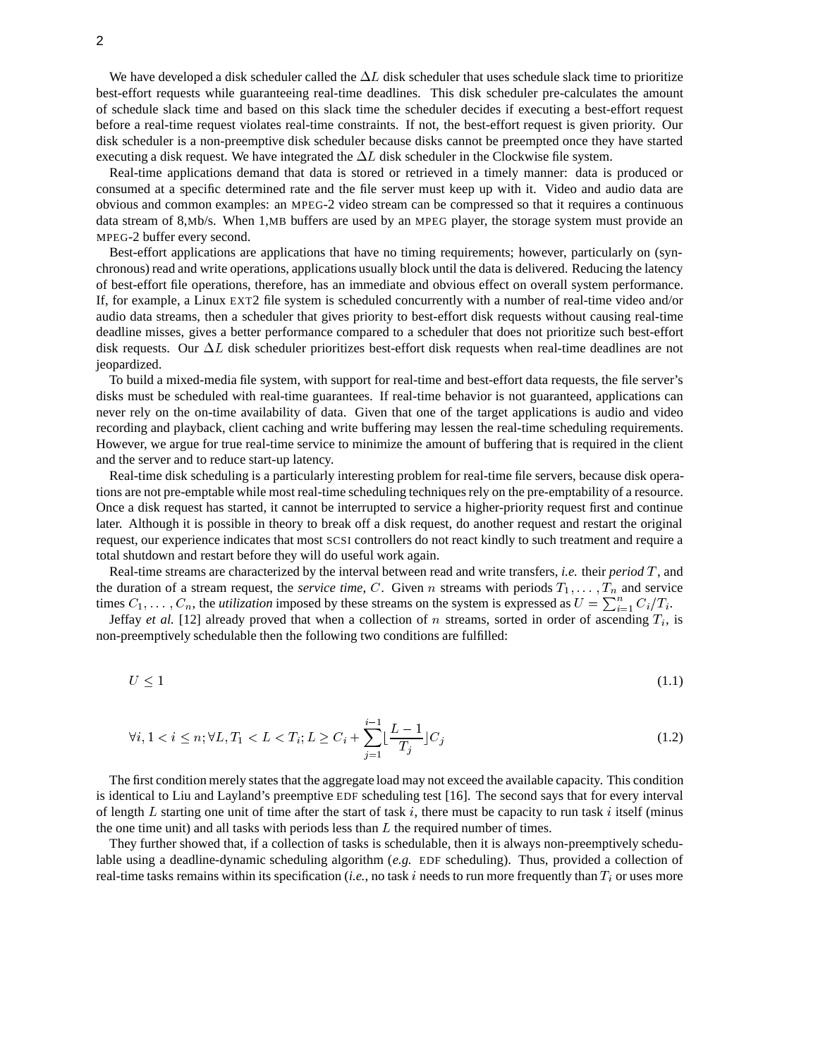We have developed a disk scheduler called the $\Delta L$ disk scheduler that uses schedule slack time to prioritize best-effort requests while guaranteeing real-time deadlines. This disk scheduler pre-calculates the amount of schedule slack time and based on this slack time the scheduler decides if executing a best-effort request before a real-time request violates real-time constraints. If not, the best-effort request is given priority. Our disk scheduler is a non-preemptive disk scheduler because disks cannot be preempted once they have started executing a disk request. We have integrated the $\Delta L$ disk scheduler in the Clockwise file system.

Real-time applications demand that data is stored or retrieved in a timely manner: data is produced or consumed at a specific determined rate and the file server must keep up with it. Video and audio data are obvious and common examples: an MPEG-2 video stream can be compressed so that it requires a continuous data stream of 8,Mb/s. When 1,MB buffers are used by an MPEG player, the storage system must provide an MPEG-2 buffer every second.

Best-effort applications are applications that have no timing requirements; however, particularly on (synchronous) read and write operations, applications usually block until the data is delivered. Reducing the latency of best-effort file operations, therefore, has an immediate and obvious effect on overall system performance. If, for example, a Linux EXT2 file system is scheduled concurrently with a number of real-time video and/or audio data streams, then a scheduler that gives priority to best-effort disk requests without causing real-time deadline misses, gives a better performance compared to a scheduler that does not prioritize such best-effort disk requests. Our $\Delta L$ disk scheduler prioritizes best-effort disk requests when real-time deadlines are not jeopardized.

To build a mixed-media file system, with support for real-time and best-effort data requests, the file server's disks must be scheduled with real-time guarantees. If real-time behavior is not guaranteed, applications can never rely on the on-time availability of data. Given that one of the target applications is audio and video recording and playback, client caching and write buffering may lessen the real-time scheduling requirements. However, we argue for true real-time service to minimize the amount of buffering that is required in the client and the server and to reduce start-up latency.

Real-time disk scheduling is a particularly interesting problem for real-time file servers, because disk operations are not pre-emptable while most real-time scheduling techniques rely on the pre-emptability of a resource. Once a disk request has started, it cannot be interrupted to service a higher-priority request first and continue later. Although it is possible in theory to break off a disk request, do another request and restart the original request, our experience indicates that most SCSI controllers do not react kindly to such treatment and require a total shutdown and restart before they will do useful work again.

Real-time streams are characterized by the interval between read and write transfers, *i.e.* their *period* $T$, and the duration of a stream request, the *service time*, $C$. Given $n$ streams with periods $T_1, \ldots, T_n$ and service times $C_1, \ldots, C_n$, the *utilization* imposed by these streams on the system is expressed as $U = \sum_{i=1}^{n} C_i/T_i$.

Jeffay *et al.* [12] already proved that when a collection of $n$ streams, sorted in order of ascending $T_i$, is non-preemptively schedulable then the following two conditions are fulfilled:

$$U \leq 1 \tag{1.1}$$

$$\forall i, 1 < i \leq n; \forall L, T_1 < L < T_i; L \geq C_i + \sum_{j=1}^{i-1} \lfloor \frac{L-1}{T_j} \rfloor C_j \tag{1.2}$$

The first condition merely states that the aggregate load may not exceed the available capacity. This condition is identical to Liu and Layland's preemptive EDF scheduling test [16]. The second says that for every interval of length $L$ starting one unit of time after the start of task $i$, there must be capacity to run task $i$ itself (minus the one time unit) and all tasks with periods less than $L$ the required number of times.

They further showed that, if a collection of tasks is schedulable, then it is always non-preemptively schedulable using a deadline-dynamic scheduling algorithm (*e.g.* EDF scheduling). Thus, provided a collection of real-time tasks remains within its specification (*i.e.*, no task $i$ needs to run more frequently than $T_i$ or uses more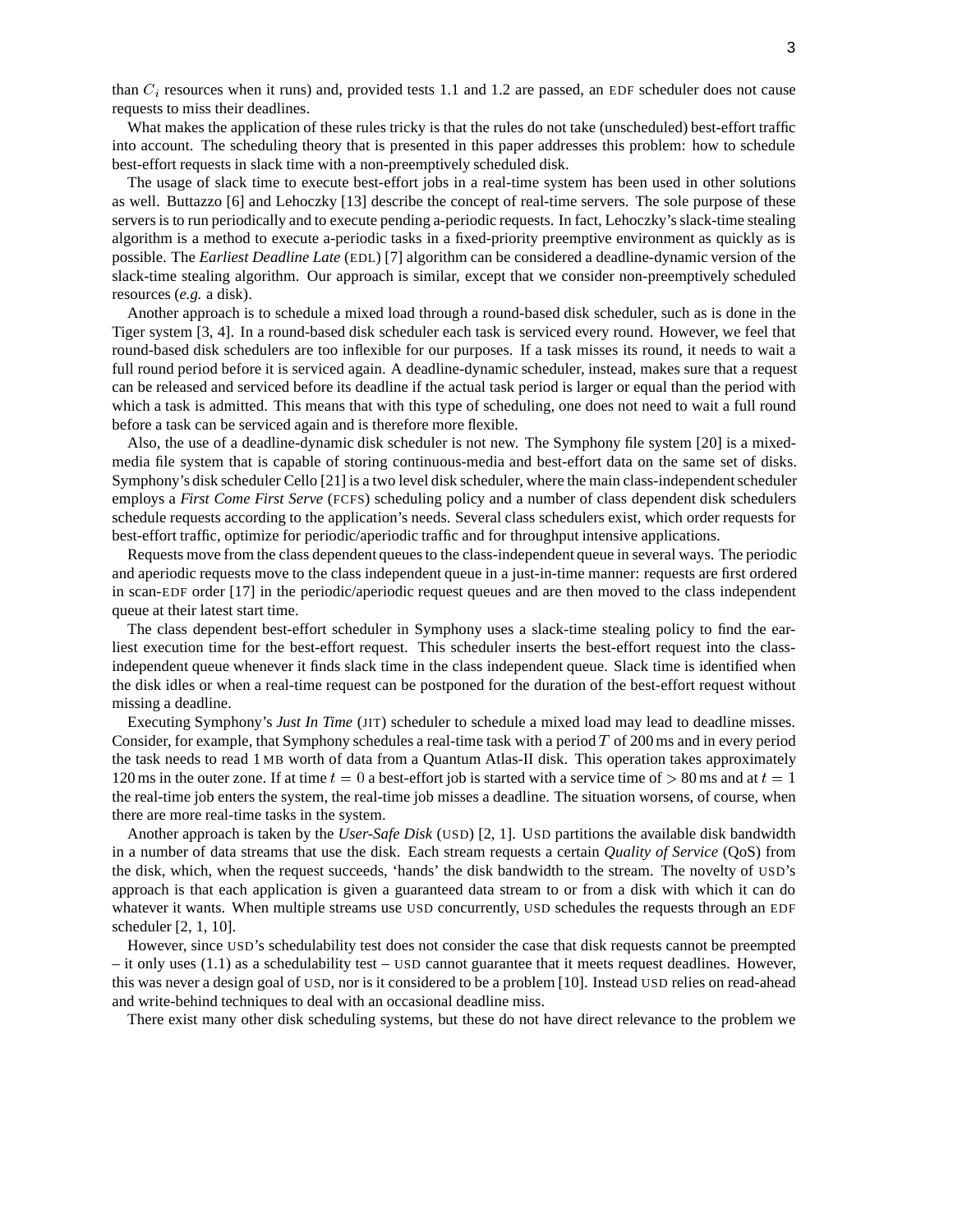than $C_i$ resources when it runs) and, provided tests 1.1 and 1.2 are passed, an EDF scheduler does not cause requests to miss their deadlines.

What makes the application of these rules tricky is that the rules do not take (unscheduled) best-effort traffic into account. The scheduling theory that is presented in this paper addresses this problem: how to schedule best-effort requests in slack time with a non-preemptively scheduled disk.

The usage of slack time to execute best-effort jobs in a real-time system has been used in other solutions as well. Buttazzo [6] and Lehoczky [13] describe the concept of real-time servers. The sole purpose of these servers is to run periodically and to execute pending a-periodic requests. In fact, Lehoczky's slack-time stealing algorithm is a method to execute a-periodic tasks in a fixed-priority preemptive environment as quickly as is possible. The *Earliest Deadline Late* (EDL) [7] algorithm can be considered a deadline-dynamic version of the slack-time stealing algorithm. Our approach is similar, except that we consider non-preemptively scheduled resources (*e.g.* a disk).

Another approach is to schedule a mixed load through a round-based disk scheduler, such as is done in the Tiger system [3, 4]. In a round-based disk scheduler each task is serviced every round. However, we feel that round-based disk schedulers are too inflexible for our purposes. If a task misses its round, it needs to wait a full round period before it is serviced again. A deadline-dynamic scheduler, instead, makes sure that a request can be released and serviced before its deadline if the actual task period is larger or equal than the period with which a task is admitted. This means that with this type of scheduling, one does not need to wait a full round before a task can be serviced again and is therefore more flexible.

Also, the use of a deadline-dynamic disk scheduler is not new. The Symphony file system [20] is a mixed-media file system that is capable of storing continuous-media and best-effort data on the same set of disks. Symphony's disk scheduler Cello [21] is a two level disk scheduler, where the main class-independent scheduler employs a *First Come First Serve* (FCFS) scheduling policy and a number of class dependent disk schedulers schedule requests according to the application's needs. Several class schedulers exist, which order requests for best-effort traffic, optimize for periodic/aperiodic traffic and for throughput intensive applications.

Requests move from the class dependent queues to the class-independent queue in several ways. The periodic and aperiodic requests move to the class independent queue in a just-in-time manner: requests are first ordered in scan-EDF order [17] in the periodic/aperiodic request queues and are then moved to the class independent queue at their latest start time.

The class dependent best-effort scheduler in Symphony uses a slack-time stealing policy to find the earliest execution time for the best-effort request. This scheduler inserts the best-effort request into the class-independent queue whenever it finds slack time in the class independent queue. Slack time is identified when the disk idles or when a real-time request can be postponed for the duration of the best-effort request without missing a deadline.

Executing Symphony's *Just In Time* (JIT) scheduler to schedule a mixed load may lead to deadline misses. Consider, for example, that Symphony schedules a real-time task with a period $T$ of 200 ms and in every period the task needs to read 1 MB worth of data from a Quantum Atlas-II disk. This operation takes approximately 120 ms in the outer zone. If at time $t = 0$ a best-effort job is started with a service time of $> 80$ ms and at $t = 1$ the real-time job enters the system, the real-time job misses a deadline. The situation worsens, of course, when there are more real-time tasks in the system.

Another approach is taken by the *User-Safe Disk* (USD) [2, 1]. USD partitions the available disk bandwidth in a number of data streams that use the disk. Each stream requests a certain *Quality of Service* (QoS) from the disk, which, when the request succeeds, 'hands' the disk bandwidth to the stream. The novelty of USD's approach is that each application is given a guaranteed data stream to or from a disk with which it can do whatever it wants. When multiple streams use USD concurrently, USD schedules the requests through an EDF scheduler [2, 1, 10].

However, since USD's schedulability test does not consider the case that disk requests cannot be preempted – it only uses (1.1) as a schedulability test – USD cannot guarantee that it meets request deadlines. However, this was never a design goal of USD, nor is it considered to be a problem [10]. Instead USD relies on read-ahead and write-behind techniques to deal with an occasional deadline miss.

There exist many other disk scheduling systems, but these do not have direct relevance to the problem we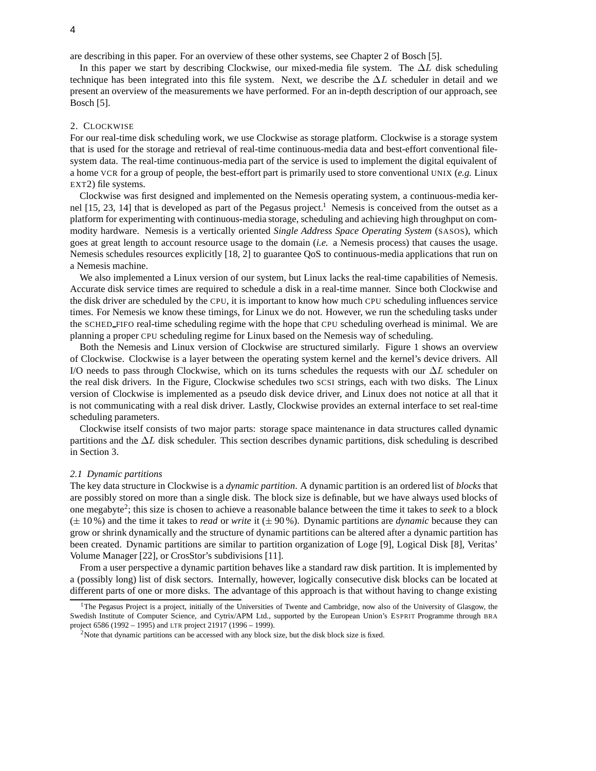are describing in this paper. For an overview of these other systems, see Chapter 2 of Bosch [5].

In this paper we start by describing Clockwise, our mixed-media file system. The $\Delta L$ disk scheduling technique has been integrated into this file system. Next, we describe the $\Delta L$ scheduler in detail and we present an overview of the measurements we have performed. For an in-depth description of our approach, see Bosch [5].

## 2. Clockwise

For our real-time disk scheduling work, we use Clockwise as storage platform. Clockwise is a storage system that is used for the storage and retrieval of real-time continuous-media data and best-effort conventional file-system data. The real-time continuous-media part of the service is used to implement the digital equivalent of a home VCR for a group of people, the best-effort part is primarily used to store conventional UNIX (*e.g.* Linux EXT2) file systems.

Clockwise was first designed and implemented on the Nemesis operating system, a continuous-media kernel [15, 23, 14] that is developed as part of the Pegasus project.[1] Nemesis is conceived from the outset as a platform for experimenting with continuous-media storage, scheduling and achieving high throughput on commodity hardware. Nemesis is a vertically oriented *Single Address Space Operating System* (SASOS), which goes at great length to account resource usage to the domain (*i.e.* a Nemesis process) that causes the usage. Nemesis schedules resources explicitly [18, 2] to guarantee QoS to continuous-media applications that run on a Nemesis machine.

We also implemented a Linux version of our system, but Linux lacks the real-time capabilities of Nemesis. Accurate disk service times are required to schedule a disk in a real-time manner. Since both Clockwise and the disk driver are scheduled by the CPU, it is important to know how much CPU scheduling influences service times. For Nemesis we know these timings, for Linux we do not. However, we run the scheduling tasks under the SCHED_FIFO real-time scheduling regime with the hope that CPU scheduling overhead is minimal. We are planning a proper CPU scheduling regime for Linux based on the Nemesis way of scheduling.

Both the Nemesis and Linux version of Clockwise are structured similarly. Figure 1 shows an overview of Clockwise. Clockwise is a layer between the operating system kernel and the kernel's device drivers. All I/O needs to pass through Clockwise, which on its turns schedules the requests with our $\Delta L$ scheduler on the real disk drivers. In the Figure, Clockwise schedules two SCSI strings, each with two disks. The Linux version of Clockwise is implemented as a pseudo disk device driver, and Linux does not notice at all that it is not communicating with a real disk driver. Lastly, Clockwise provides an external interface to set real-time scheduling parameters.

Clockwise itself consists of two major parts: storage space maintenance in data structures called dynamic partitions and the $\Delta L$ disk scheduler. This section describes dynamic partitions, disk scheduling is described in Section 3.

### 2.1 Dynamic partitions

The key data structure in Clockwise is a *dynamic partition*. A dynamic partition is an ordered list of *blocks* that are possibly stored on more than a single disk. The block size is definable, but we have always used blocks of one megabyte[2]; this size is chosen to achieve a reasonable balance between the time it takes to *seek* to a block (± 10 %) and the time it takes to *read* or *write* it (± 90 %). Dynamic partitions are *dynamic* because they can grow or shrink dynamically and the structure of dynamic partitions can be altered after a dynamic partition has been created. Dynamic partitions are similar to partition organization of Loge [9], Logical Disk [8], Veritas' Volume Manager [22], or CrosStor's subdivisions [11].

From a user perspective a dynamic partition behaves like a standard raw disk partition. It is implemented by a (possibly long) list of disk sectors. Internally, however, logically consecutive disk blocks can be located at different parts of one or more disks. The advantage of this approach is that without having to change existing

[1] The Pegasus Project is a project, initially of the Universities of Twente and Cambridge, now also of the University of Glasgow, the Swedish Institute of Computer Science, and Cytrix/APM Ltd., supported by the European Union's ESPRIT Programme through BRA project 6586 (1992 – 1995) and LTR project 21917 (1996 – 1999).

[2] Note that dynamic partitions can be accessed with any block size, but the disk block size is fixed.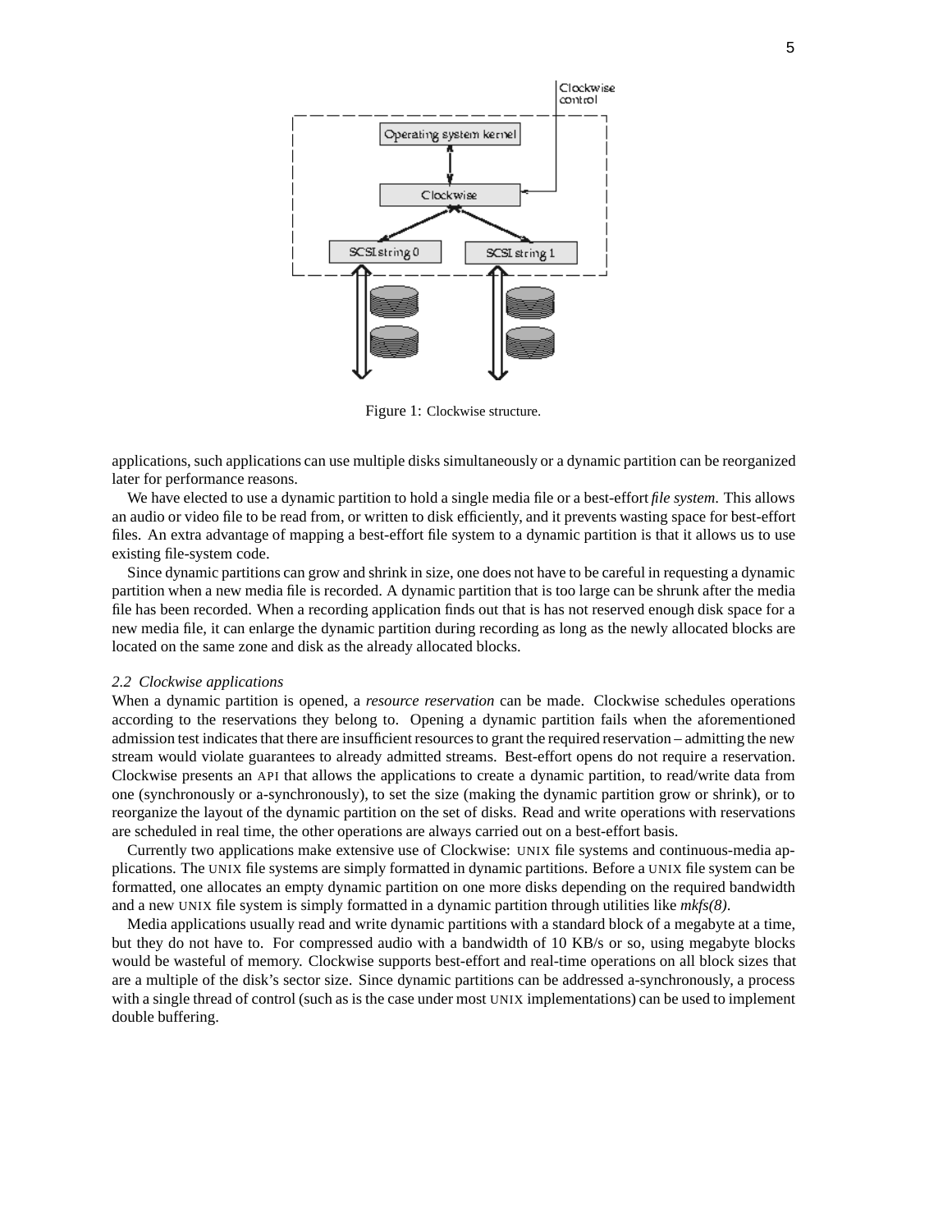Figure 1: Clockwise structure.

applications, such applications can use multiple disks simultaneously or a dynamic partition can be reorganized later for performance reasons.

We have elected to use a dynamic partition to hold a single media file or a best-effort *file system*. This allows an audio or video file to be read from, or written to disk efficiently, and it prevents wasting space for best-effort files. An extra advantage of mapping a best-effort file system to a dynamic partition is that it allows us to use existing file-system code.

Since dynamic partitions can grow and shrink in size, one does not have to be careful in requesting a dynamic partition when a new media file is recorded. A dynamic partition that is too large can be shrunk after the media file has been recorded. When a recording application finds out that is has not reserved enough disk space for a new media file, it can enlarge the dynamic partition during recording as long as the newly allocated blocks are located on the same zone and disk as the already allocated blocks.

### 2.2 Clockwise applications

When a dynamic partition is opened, a *resource reservation* can be made. Clockwise schedules operations according to the reservations they belong to. Opening a dynamic partition fails when the aforementioned admission test indicates that there are insufficient resources to grant the required reservation – admitting the new stream would violate guarantees to already admitted streams. Best-effort opens do not require a reservation. Clockwise presents an API that allows the applications to create a dynamic partition, to read/write data from one (synchronously or a-synchronously), to set the size (making the dynamic partition grow or shrink), or to reorganize the layout of the dynamic partition on the set of disks. Read and write operations with reservations are scheduled in real time, the other operations are always carried out on a best-effort basis.

Currently two applications make extensive use of Clockwise: UNIX file systems and continuous-media applications. The UNIX file systems are simply formatted in dynamic partitions. Before a UNIX file system can be formatted, one allocates an empty dynamic partition on one more disks depending on the required bandwidth and a new UNIX file system is simply formatted in a dynamic partition through utilities like *mkfs(8)*.

Media applications usually read and write dynamic partitions with a standard block of a megabyte at a time, but they do not have to. For compressed audio with a bandwidth of 10 KB/s or so, using megabyte blocks would be wasteful of memory. Clockwise supports best-effort and real-time operations on all block sizes that are a multiple of the disk's sector size. Since dynamic partitions can be addressed a-synchronously, a process with a single thread of control (such as is the case under most UNIX implementations) can be used to implement double buffering.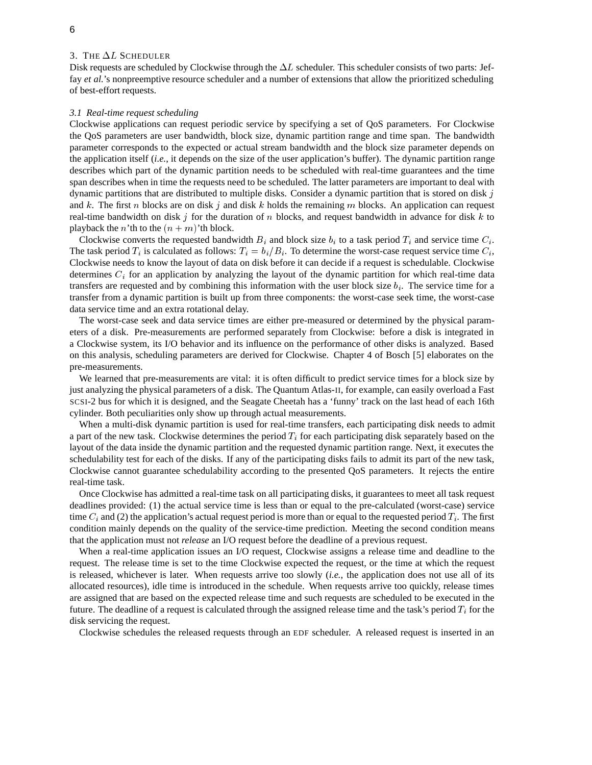## 3. THE $\Delta L$ SCHEDULER

Disk requests are scheduled by Clockwise through the $\Delta L$ scheduler. This scheduler consists of two parts: Jeffay *et al.*'s nonpreemptive resource scheduler and a number of extensions that allow the prioritized scheduling of best-effort requests.

### *3.1 Real-time request scheduling*

Clockwise applications can request periodic service by specifying a set of QoS parameters. For Clockwise the QoS parameters are user bandwidth, block size, dynamic partition range and time span. The bandwidth parameter corresponds to the expected or actual stream bandwidth and the block size parameter depends on the application itself (*i.e.*, it depends on the size of the user application's buffer). The dynamic partition range describes which part of the dynamic partition needs to be scheduled with real-time guarantees and the time span describes when in time the requests need to be scheduled. The latter parameters are important to deal with dynamic partitions that are distributed to multiple disks. Consider a dynamic partition that is stored on disk $j$ and $k$. The first $n$ blocks are on disk $j$ and disk $k$ holds the remaining $m$ blocks. An application can request real-time bandwidth on disk $j$ for the duration of $n$ blocks, and request bandwidth in advance for disk $k$ to playback the $n$'th to the $(n + m)$'th block.

Clockwise converts the requested bandwidth $B_i$ and block size $b_i$ to a task period $T_i$ and service time $C_i$. The task period $T_i$ is calculated as follows: $T_i = b_i/B_i$. To determine the worst-case request service time $C_i$, Clockwise needs to know the layout of data on disk before it can decide if a request is schedulable. Clockwise determines $C_i$ for an application by analyzing the layout of the dynamic partition for which real-time data transfers are requested and by combining this information with the user block size $b_i$. The service time for a transfer from a dynamic partition is built up from three components: the worst-case seek time, the worst-case data service time and an extra rotational delay.

The worst-case seek and data service times are either pre-measured or determined by the physical parameters of a disk. Pre-measurements are performed separately from Clockwise: before a disk is integrated in a Clockwise system, its I/O behavior and its influence on the performance of other disks is analyzed. Based on this analysis, scheduling parameters are derived for Clockwise. Chapter 4 of Bosch [5] elaborates on the pre-measurements.

We learned that pre-measurements are vital: it is often difficult to predict service times for a block size by just analyzing the physical parameters of a disk. The Quantum Atlas-II, for example, can easily overload a Fast SCSI-2 bus for which it is designed, and the Seagate Cheetah has a 'funny' track on the last head of each 16th cylinder. Both peculiarities only show up through actual measurements.

When a multi-disk dynamic partition is used for real-time transfers, each participating disk needs to admit a part of the new task. Clockwise determines the period $T_i$ for each participating disk separately based on the layout of the data inside the dynamic partition and the requested dynamic partition range. Next, it executes the schedulability test for each of the disks. If any of the participating disks fails to admit its part of the new task, Clockwise cannot guarantee schedulability according to the presented QoS parameters. It rejects the entire real-time task.

Once Clockwise has admitted a real-time task on all participating disks, it guarantees to meet all task request deadlines provided: (1) the actual service time is less than or equal to the pre-calculated (worst-case) service time $C_i$ and (2) the application's actual request period is more than or equal to the requested period $T_i$. The first condition mainly depends on the quality of the service-time prediction. Meeting the second condition means that the application must not *release* an I/O request before the deadline of a previous request.

When a real-time application issues an I/O request, Clockwise assigns a release time and deadline to the request. The release time is set to the time Clockwise expected the request, or the time at which the request is released, whichever is later. When requests arrive too slowly (*i.e.*, the application does not use all of its allocated resources), idle time is introduced in the schedule. When requests arrive too quickly, release times are assigned that are based on the expected release time and such requests are scheduled to be executed in the future. The deadline of a request is calculated through the assigned release time and the task's period $T_i$ for the disk servicing the request.

Clockwise schedules the released requests through an EDF scheduler. A released request is inserted in an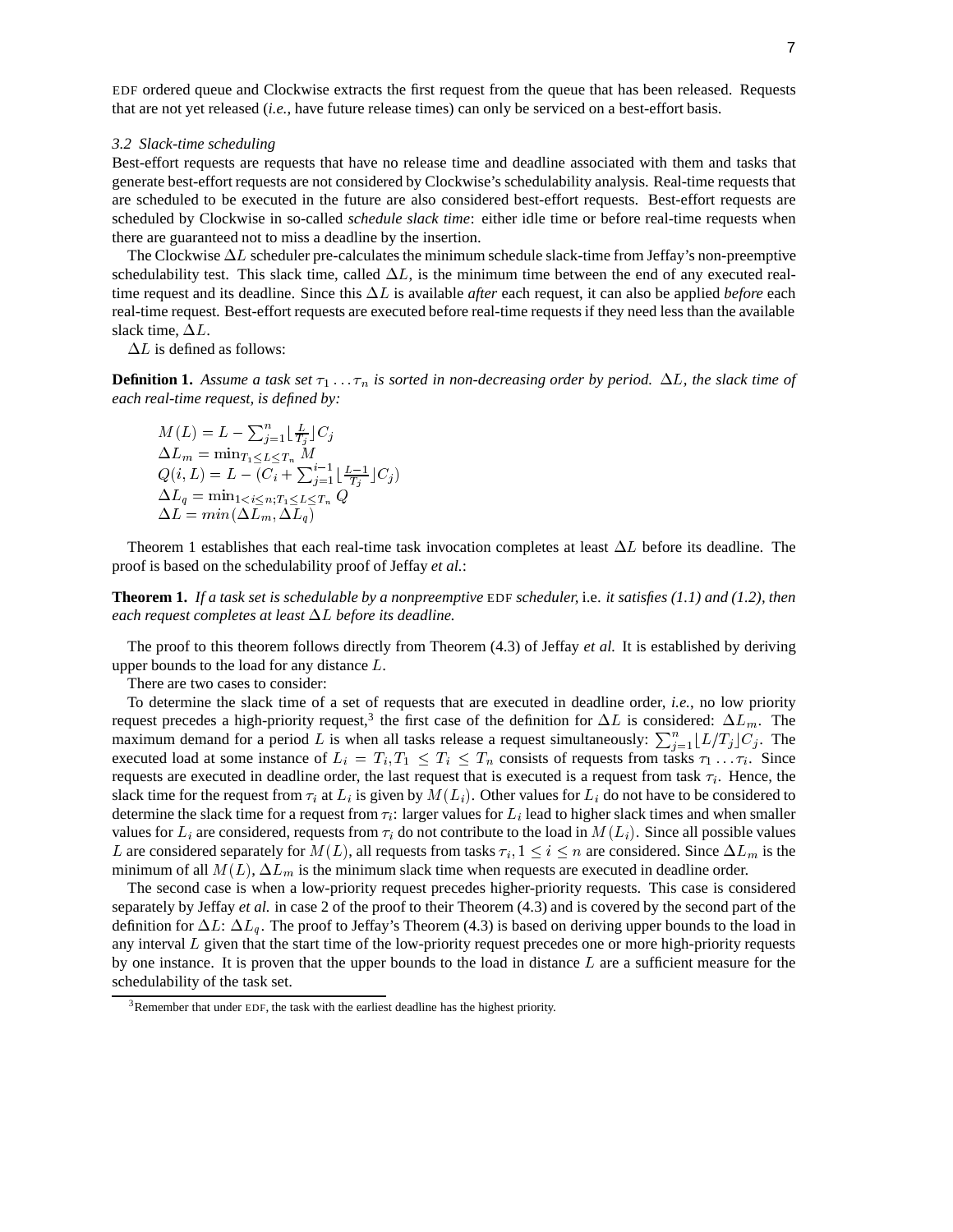EDF ordered queue and Clockwise extracts the first request from the queue that has been released. Requests that are not yet released (*i.e.*, have future release times) can only be serviced on a best-effort basis.

### *3.2 Slack-time scheduling*

Best-effort requests are requests that have no release time and deadline associated with them and tasks that generate best-effort requests are not considered by Clockwise's schedulability analysis. Real-time requests that are scheduled to be executed in the future are also considered best-effort requests. Best-effort requests are scheduled by Clockwise in so-called *schedule slack time*: either idle time or before real-time requests when there are guaranteed not to miss a deadline by the insertion.

The Clockwise $\Delta L$ scheduler pre-calculates the minimum schedule slack-time from Jeffay's non-preemptive schedulability test. This slack time, called $\Delta L$, is the minimum time between the end of any executed real-time request and its deadline. Since this $\Delta L$ is available *after* each request, it can also be applied *before* each real-time request. Best-effort requests are executed before real-time requests if they need less than the available slack time, $\Delta L$.

$\Delta L$ is defined as follows:

**Definition 1.** *Assume a task set $\tau_1 \ldots \tau_n$ is sorted in non-decreasing order by period. $\Delta L$, the slack time of each real-time request, is defined by:*

$$
\begin{aligned}
&M(L) = L - \textstyle\sum_{j=1}^{n} \lfloor \frac{L}{T_j} \rfloor C_j \\
&\Delta L_m = \min_{T_1 \leq L \leq T_n} M \\
&Q(i, L) = L - (C_i + \textstyle\sum_{j=1}^{i-1} \lfloor \frac{L-1}{T_j} \rfloor C_j) \\
&\Delta L_q = \min_{1 < i \leq n; T_1 \leq L \leq T_n} Q \\
&\Delta L = min(\Delta L_m, \Delta L_q)
\end{aligned}
$$

Theorem 1 establishes that each real-time task invocation completes at least $\Delta L$ before its deadline. The proof is based on the schedulability proof of Jeffay *et al.*:

**Theorem 1.** *If a task set is schedulable by a nonpreemptive* EDF *scheduler,* i.e. *it satisfies (1.1) and (1.2), then each request completes at least $\Delta L$ before its deadline.*

The proof to this theorem follows directly from Theorem (4.3) of Jeffay *et al.* It is established by deriving upper bounds to the load for any distance $L$.

There are two cases to consider:

To determine the slack time of a set of requests that are executed in deadline order, *i.e.*, no low priority request precedes a high-priority request,[3] the first case of the definition for $\Delta L$ is considered: $\Delta L_m$. The maximum demand for a period $L$ is when all tasks release a request simultaneously: $\sum_{j=1}^{n} \lfloor L/T_j \rfloor C_j$. The executed load at some instance of $L_i = T_i, T_1 \leq T_i \leq T_n$ consists of requests from tasks $\tau_1 \ldots \tau_i$. Since requests are executed in deadline order, the last request that is executed is a request from task $\tau_i$. Hence, the slack time for the request from $\tau_i$ at $L_i$ is given by $M(L_i)$. Other values for $L_i$ do not have to be considered to determine the slack time for a request from $\tau_i$: larger values for $L_i$ lead to higher slack times and when smaller values for $L_i$ are considered, requests from $\tau_i$ do not contribute to the load in $M(L_i)$. Since all possible values $L$ are considered separately for $M(L)$, all requests from tasks $\tau_i, 1 \leq i \leq n$ are considered. Since $\Delta L_m$ is the minimum of all $M(L)$, $\Delta L_m$ is the minimum slack time when requests are executed in deadline order.

The second case is when a low-priority request precedes higher-priority requests. This case is considered separately by Jeffay *et al.* in case 2 of the proof to their Theorem (4.3) and is covered by the second part of the definition for $\Delta L$: $\Delta L_q$. The proof to Jeffay's Theorem (4.3) is based on deriving upper bounds to the load in any interval $L$ given that the start time of the low-priority request precedes one or more high-priority requests by one instance. It is proven that the upper bounds to the load in distance $L$ are a sufficient measure for the schedulability of the task set.

[3]Remember that under EDF, the task with the earliest deadline has the highest priority.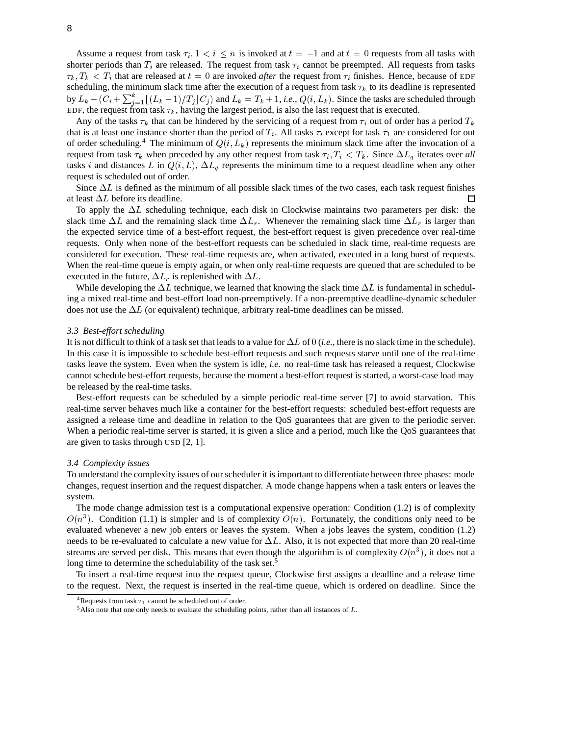Assume a request from task $\tau_i, 1 < i \leq n$ is invoked at $t = -1$ and at $t = 0$ requests from all tasks with shorter periods than $T_i$ are released. The request from task $\tau_i$ cannot be preempted. All requests from tasks $\tau_k, T_k < T_i$ that are released at $t = 0$ are invoked *after* the request from $\tau_i$ finishes. Hence, because of EDF scheduling, the minimum slack time after the execution of a request from task $\tau_k$ to its deadline is represented by $L_k - (C_i + \sum_{j=1}^{k} \lfloor (L_k - 1)/T_j \rfloor C_j)$ and $L_k = T_k + 1$, *i.e.,* $Q(i, L_k)$. Since the tasks are scheduled through EDF, the request from task $\tau_k$, having the largest period, is also the last request that is executed.

Any of the tasks $\tau_k$ that can be hindered by the servicing of a request from $\tau_i$ out of order has a period $T_k$ that is at least one instance shorter than the period of $T_i$. All tasks $\tau_i$ except for task $\tau_1$ are considered for out of order scheduling.[4] The minimum of $Q(i, L_k)$ represents the minimum slack time after the invocation of a request from task $\tau_k$ when preceded by any other request from task $\tau_i, T_i < T_k$. Since $\Delta L_q$ iterates over *all* tasks $i$ and distances $L$ in $Q(i, L)$, $\Delta L_q$ represents the minimum time to a request deadline when any other request is scheduled out of order.

Since $\Delta L$ is defined as the minimum of all possible slack times of the two cases, each task request finishes at least $\Delta L$ before its deadline. □

To apply the $\Delta L$ scheduling technique, each disk in Clockwise maintains two parameters per disk: the slack time $\Delta L$ and the remaining slack time $\Delta L_r$. Whenever the remaining slack time $\Delta L_r$ is larger than the expected service time of a best-effort request, the best-effort request is given precedence over real-time requests. Only when none of the best-effort requests can be scheduled in slack time, real-time requests are considered for execution. These real-time requests are, when activated, executed in a long burst of requests. When the real-time queue is empty again, or when only real-time requests are queued that are scheduled to be executed in the future, $\Delta L_r$ is replenished with $\Delta L$.

While developing the $\Delta L$ technique, we learned that knowing the slack time $\Delta L$ is fundamental in scheduling a mixed real-time and best-effort load non-preemptively. If a non-preemptive deadline-dynamic scheduler does not use the $\Delta L$ (or equivalent) technique, arbitrary real-time deadlines can be missed.

### 3.3 Best-effort scheduling

It is not difficult to think of a task set that leads to a value for $\Delta L$ of 0 (*i.e.*, there is no slack time in the schedule). In this case it is impossible to schedule best-effort requests and such requests starve until one of the real-time tasks leave the system. Even when the system is idle, *i.e.* no real-time task has released a request, Clockwise cannot schedule best-effort requests, because the moment a best-effort request is started, a worst-case load may be released by the real-time tasks.

Best-effort requests can be scheduled by a simple periodic real-time server [7] to avoid starvation. This real-time server behaves much like a container for the best-effort requests: scheduled best-effort requests are assigned a release time and deadline in relation to the QoS guarantees that are given to the periodic server. When a periodic real-time server is started, it is given a slice and a period, much like the QoS guarantees that are given to tasks through USD [2, 1].

### 3.4 Complexity issues

To understand the complexity issues of our scheduler it is important to differentiate between three phases: mode changes, request insertion and the request dispatcher. A mode change happens when a task enters or leaves the system.

The mode change admission test is a computational expensive operation: Condition (1.2) is of complexity $O(n^3)$. Condition (1.1) is simpler and is of complexity $O(n)$. Fortunately, the conditions only need to be evaluated whenever a new job enters or leaves the system. When a jobs leaves the system, condition (1.2) needs to be re-evaluated to calculate a new value for $\Delta L$. Also, it is not expected that more than 20 real-time streams are served per disk. This means that even though the algorithm is of complexity $O(n^3)$, it does not a long time to determine the schedulability of the task set.[5]

To insert a real-time request into the request queue, Clockwise first assigns a deadline and a release time to the request. Next, the request is inserted in the real-time queue, which is ordered on deadline. Since the

[4] Requests from task $\tau_1$ cannot be scheduled out of order.

[5] Also note that one only needs to evaluate the scheduling points, rather than all instances of $L$.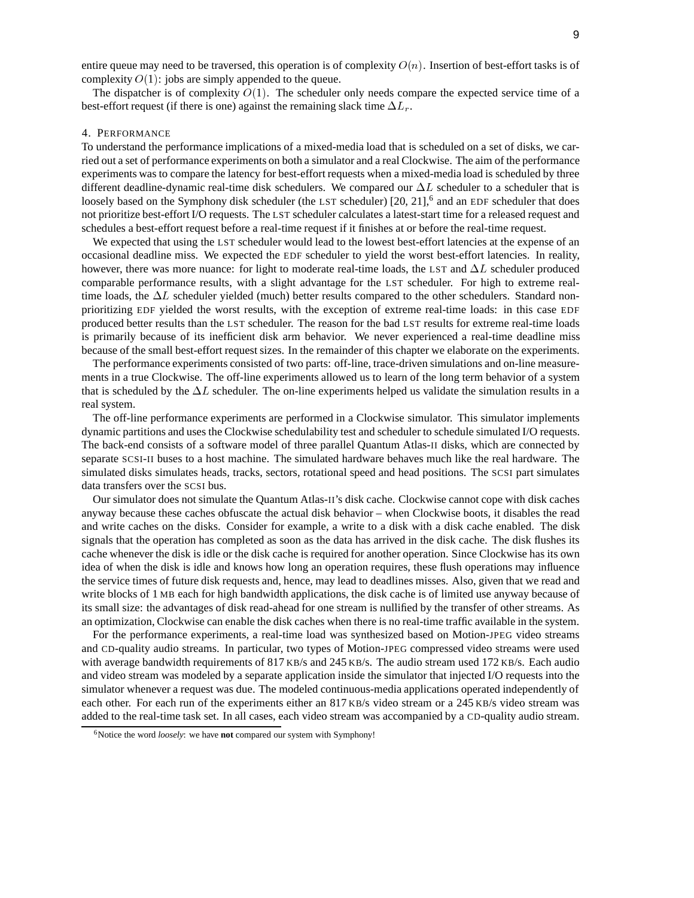entire queue may need to be traversed, this operation is of complexity $O(n)$. Insertion of best-effort tasks is of complexity $O(1)$: jobs are simply appended to the queue.

The dispatcher is of complexity $O(1)$. The scheduler only needs compare the expected service time of a best-effort request (if there is one) against the remaining slack time $\Delta L_r$.

## 4. PERFORMANCE

To understand the performance implications of a mixed-media load that is scheduled on a set of disks, we carried out a set of performance experiments on both a simulator and a real Clockwise. The aim of the performance experiments was to compare the latency for best-effort requests when a mixed-media load is scheduled by three different deadline-dynamic real-time disk schedulers. We compared our $\Delta L$ scheduler to a scheduler that is loosely based on the Symphony disk scheduler (the LST scheduler) [20, 21],[6] and an EDF scheduler that does not prioritize best-effort I/O requests. The LST scheduler calculates a latest-start time for a released request and schedules a best-effort request before a real-time request if it finishes at or before the real-time request.

We expected that using the LST scheduler would lead to the lowest best-effort latencies at the expense of an occasional deadline miss. We expected the EDF scheduler to yield the worst best-effort latencies. In reality, however, there was more nuance: for light to moderate real-time loads, the LST and $\Delta L$ scheduler produced comparable performance results, with a slight advantage for the LST scheduler. For high to extreme real-time loads, the $\Delta L$ scheduler yielded (much) better results compared to the other schedulers. Standard non-prioritizing EDF yielded the worst results, with the exception of extreme real-time loads: in this case EDF produced better results than the LST scheduler. The reason for the bad LST results for extreme real-time loads is primarily because of its inefficient disk arm behavior. We never experienced a real-time deadline miss because of the small best-effort request sizes. In the remainder of this chapter we elaborate on the experiments.

The performance experiments consisted of two parts: off-line, trace-driven simulations and on-line measurements in a true Clockwise. The off-line experiments allowed us to learn of the long term behavior of a system that is scheduled by the $\Delta L$ scheduler. The on-line experiments helped us validate the simulation results in a real system.

The off-line performance experiments are performed in a Clockwise simulator. This simulator implements dynamic partitions and uses the Clockwise schedulability test and scheduler to schedule simulated I/O requests. The back-end consists of a software model of three parallel Quantum Atlas-II disks, which are connected by separate SCSI-II buses to a host machine. The simulated hardware behaves much like the real hardware. The simulated disks simulates heads, tracks, sectors, rotational speed and head positions. The SCSI part simulates data transfers over the SCSI bus.

Our simulator does not simulate the Quantum Atlas-II's disk cache. Clockwise cannot cope with disk caches anyway because these caches obfuscate the actual disk behavior – when Clockwise boots, it disables the read and write caches on the disks. Consider for example, a write to a disk with a disk cache enabled. The disk signals that the operation has completed as soon as the data has arrived in the disk cache. The disk flushes its cache whenever the disk is idle or the disk cache is required for another operation. Since Clockwise has its own idea of when the disk is idle and knows how long an operation requires, these flush operations may influence the service times of future disk requests and, hence, may lead to deadlines misses. Also, given that we read and write blocks of 1 MB each for high bandwidth applications, the disk cache is of limited use anyway because of its small size: the advantages of disk read-ahead for one stream is nullified by the transfer of other streams. As an optimization, Clockwise can enable the disk caches when there is no real-time traffic available in the system.

For the performance experiments, a real-time load was synthesized based on Motion-JPEG video streams and CD-quality audio streams. In particular, two types of Motion-JPEG compressed video streams were used with average bandwidth requirements of 817 KB/s and 245 KB/s. The audio stream used 172 KB/s. Each audio and video stream was modeled by a separate application inside the simulator that injected I/O requests into the simulator whenever a request was due. The modeled continuous-media applications operated independently of each other. For each run of the experiments either an 817 KB/s video stream or a 245 KB/s video stream was added to the real-time task set. In all cases, each video stream was accompanied by a CD-quality audio stream.

[6] Notice the word *loosely*: we have **not** compared our system with Symphony!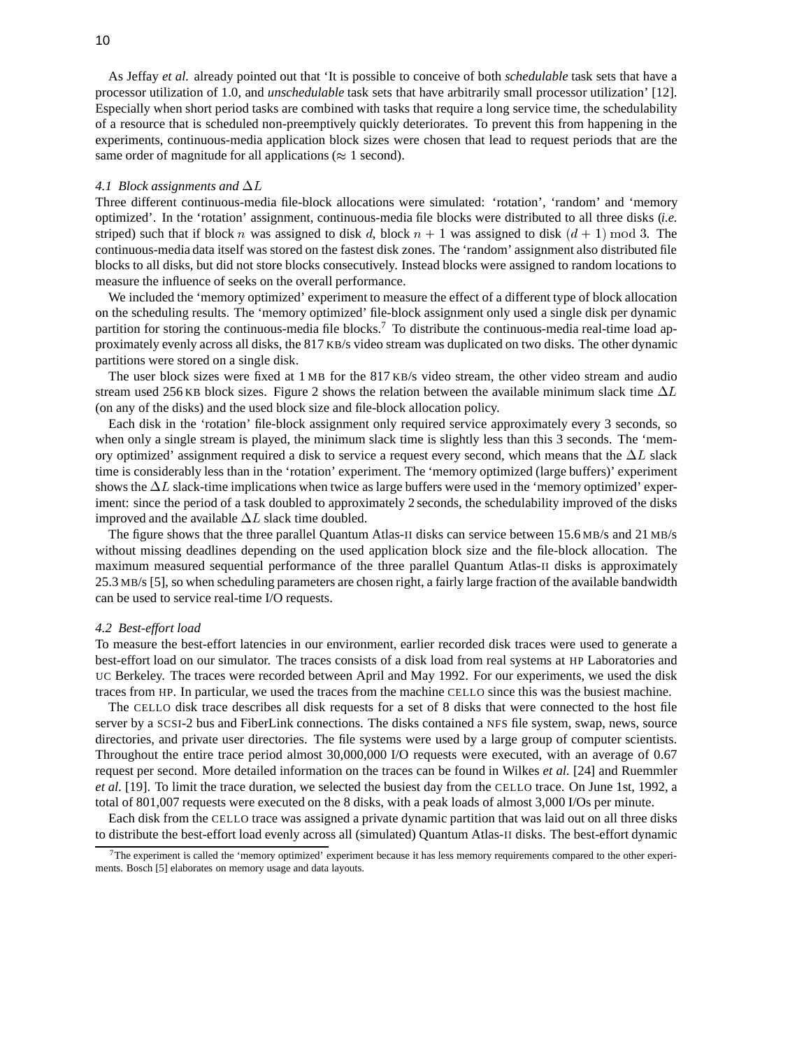As Jeffay *et al.* already pointed out that 'It is possible to conceive of both *schedulable* task sets that have a processor utilization of 1.0, and *unschedulable* task sets that have arbitrarily small processor utilization' [12]. Especially when short period tasks are combined with tasks that require a long service time, the schedulability of a resource that is scheduled non-preemptively quickly deteriorates. To prevent this from happening in the experiments, continuous-media application block sizes were chosen that lead to request periods that are the same order of magnitude for all applications ($\approx$ 1 second).

### *4.1 Block assignments and* $\Delta L$

Three different continuous-media file-block allocations were simulated: 'rotation', 'random' and 'memory optimized'. In the 'rotation' assignment, continuous-media file blocks were distributed to all three disks (*i.e.* striped) such that if block $n$ was assigned to disk $d$, block $n + 1$ was assigned to disk $(d + 1) \bmod 3$. The continuous-media data itself was stored on the fastest disk zones. The 'random' assignment also distributed file blocks to all disks, but did not store blocks consecutively. Instead blocks were assigned to random locations to measure the influence of seeks on the overall performance.

We included the 'memory optimized' experiment to measure the effect of a different type of block allocation on the scheduling results. The 'memory optimized' file-block assignment only used a single disk per dynamic partition for storing the continuous-media file blocks.[7] To distribute the continuous-media real-time load approximately evenly across all disks, the 817 KB/s video stream was duplicated on two disks. The other dynamic partitions were stored on a single disk.

The user block sizes were fixed at 1 MB for the 817 KB/s video stream, the other video stream and audio stream used 256 KB block sizes. Figure 2 shows the relation between the available minimum slack time $\Delta L$ (on any of the disks) and the used block size and file-block allocation policy.

Each disk in the 'rotation' file-block assignment only required service approximately every 3 seconds, so when only a single stream is played, the minimum slack time is slightly less than this 3 seconds. The 'memory optimized' assignment required a disk to service a request every second, which means that the $\Delta L$ slack time is considerably less than in the 'rotation' experiment. The 'memory optimized (large buffers)' experiment shows the $\Delta L$ slack-time implications when twice as large buffers were used in the 'memory optimized' experiment: since the period of a task doubled to approximately 2 seconds, the schedulability improved of the disks improved and the available $\Delta L$ slack time doubled.

The figure shows that the three parallel Quantum Atlas-II disks can service between 15.6 MB/s and 21 MB/s without missing deadlines depending on the used application block size and the file-block allocation. The maximum measured sequential performance of the three parallel Quantum Atlas-II disks is approximately 25.3 MB/s [5], so when scheduling parameters are chosen right, a fairly large fraction of the available bandwidth can be used to service real-time I/O requests.

### *4.2 Best-effort load*

To measure the best-effort latencies in our environment, earlier recorded disk traces were used to generate a best-effort load on our simulator. The traces consists of a disk load from real systems at HP Laboratories and UC Berkeley. The traces were recorded between April and May 1992. For our experiments, we used the disk traces from HP. In particular, we used the traces from the machine CELLO since this was the busiest machine.

The CELLO disk trace describes all disk requests for a set of 8 disks that were connected to the host file server by a SCSI-2 bus and FiberLink connections. The disks contained a NFS file system, swap, news, source directories, and private user directories. The file systems were used by a large group of computer scientists. Throughout the entire trace period almost 30,000,000 I/O requests were executed, with an average of 0.67 request per second. More detailed information on the traces can be found in Wilkes *et al.* [24] and Ruemmler *et al.* [19]. To limit the trace duration, we selected the busiest day from the CELLO trace. On June 1st, 1992, a total of 801,007 requests were executed on the 8 disks, with a peak loads of almost 3,000 I/Os per minute.

Each disk from the CELLO trace was assigned a private dynamic partition that was laid out on all three disks to distribute the best-effort load evenly across all (simulated) Quantum Atlas-II disks. The best-effort dynamic

---

[7] The experiment is called the 'memory optimized' experiment because it has less memory requirements compared to the other experiments. Bosch [5] elaborates on memory usage and data layouts.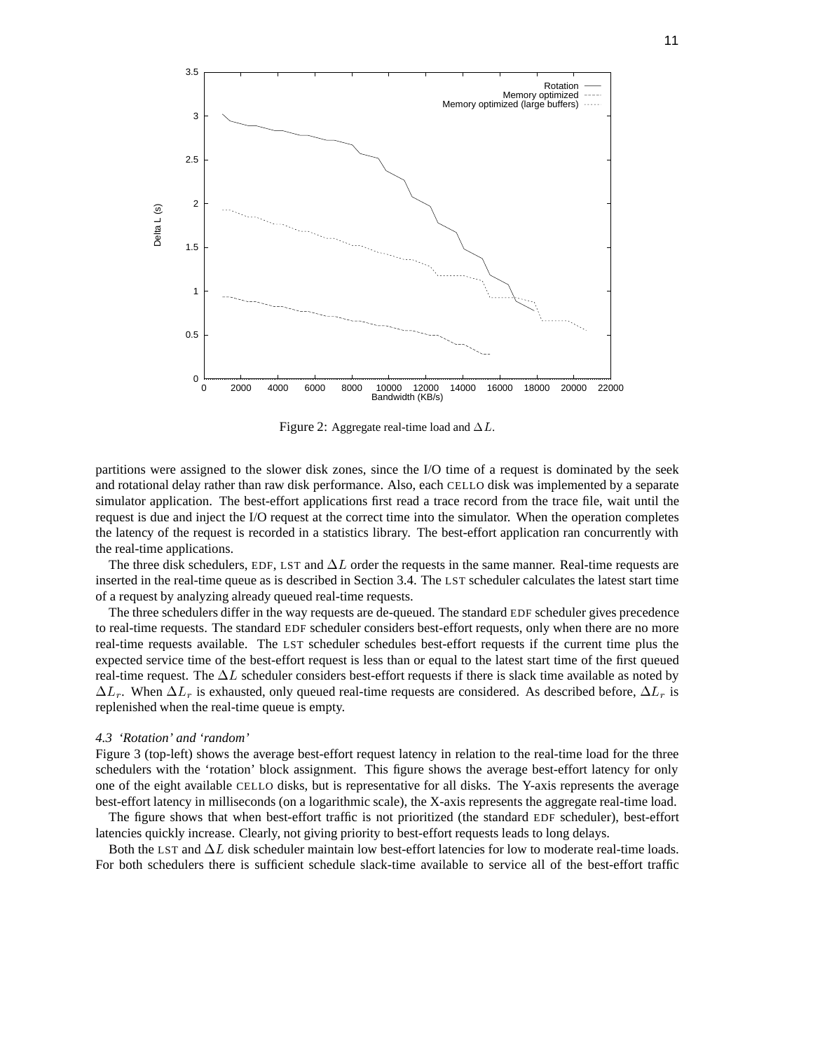Figure 2: Aggregate real-time load and $\Delta L$.

partitions were assigned to the slower disk zones, since the I/O time of a request is dominated by the seek and rotational delay rather than raw disk performance. Also, each CELLO disk was implemented by a separate simulator application. The best-effort applications first read a trace record from the trace file, wait until the request is due and inject the I/O request at the correct time into the simulator. When the operation completes the latency of the request is recorded in a statistics library. The best-effort application ran concurrently with the real-time applications.

The three disk schedulers, EDF, LST and $\Delta L$ order the requests in the same manner. Real-time requests are inserted in the real-time queue as is described in Section 3.4. The LST scheduler calculates the latest start time of a request by analyzing already queued real-time requests.

The three schedulers differ in the way requests are de-queued. The standard EDF scheduler gives precedence to real-time requests. The standard EDF scheduler considers best-effort requests, only when there are no more real-time requests available. The LST scheduler schedules best-effort requests if the current time plus the expected service time of the best-effort request is less than or equal to the latest start time of the first queued real-time request. The $\Delta L$ scheduler considers best-effort requests if there is slack time available as noted by $\Delta L_r$. When $\Delta L_r$ is exhausted, only queued real-time requests are considered. As described before, $\Delta L_r$ is replenished when the real-time queue is empty.

### *4.3 'Rotation' and 'random'*

Figure 3 (top-left) shows the average best-effort request latency in relation to the real-time load for the three schedulers with the 'rotation' block assignment. This figure shows the average best-effort latency for only one of the eight available CELLO disks, but is representative for all disks. The Y-axis represents the average best-effort latency in milliseconds (on a logarithmic scale), the X-axis represents the aggregate real-time load.

The figure shows that when best-effort traffic is not prioritized (the standard EDF scheduler), best-effort latencies quickly increase. Clearly, not giving priority to best-effort requests leads to long delays.

Both the LST and $\Delta L$ disk scheduler maintain low best-effort latencies for low to moderate real-time loads. For both schedulers there is sufficient schedule slack-time available to service all of the best-effort traffic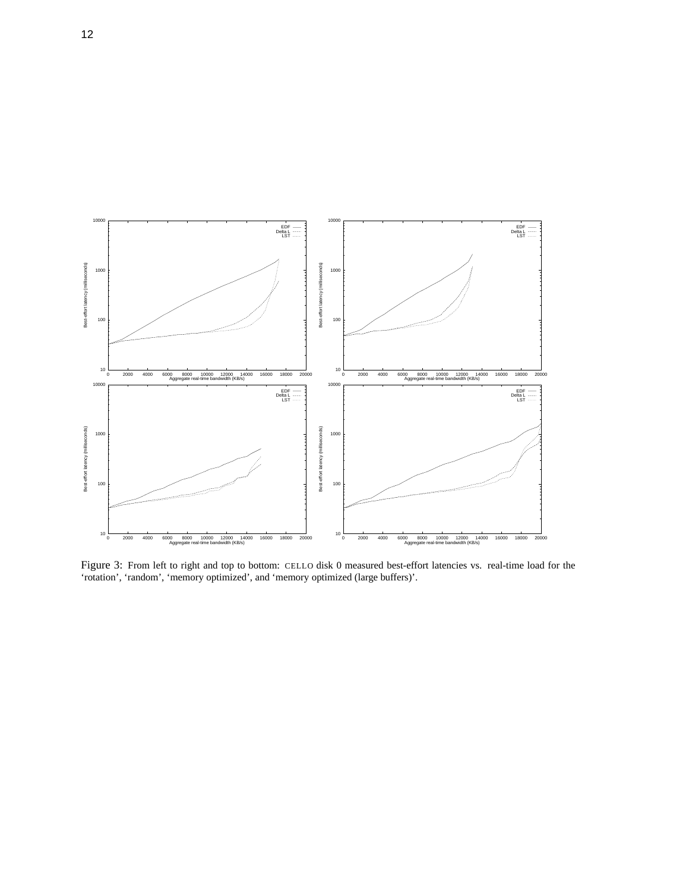Figure 3: From left to right and top to bottom: CELLO disk 0 measured best-effort latencies vs. real-time load for the 'rotation', 'random', 'memory optimized', and 'memory optimized (large buffers)'.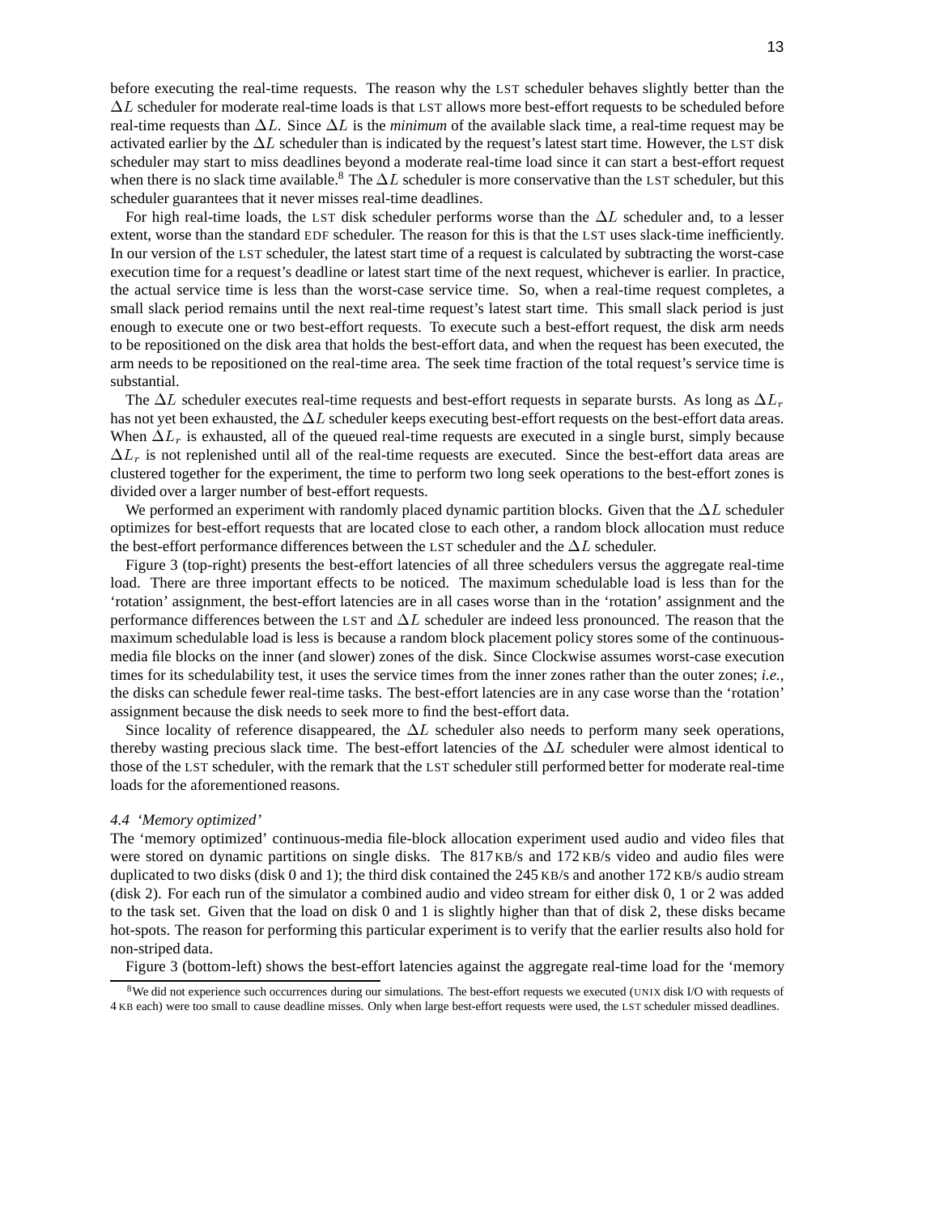before executing the real-time requests. The reason why the LST scheduler behaves slightly better than the $\Delta L$ scheduler for moderate real-time loads is that LST allows more best-effort requests to be scheduled before real-time requests than $\Delta L$. Since $\Delta L$ is the *minimum* of the available slack time, a real-time request may be activated earlier by the $\Delta L$ scheduler than is indicated by the request's latest start time. However, the LST disk scheduler may start to miss deadlines beyond a moderate real-time load since it can start a best-effort request when there is no slack time available.[8] The $\Delta L$ scheduler is more conservative than the LST scheduler, but this scheduler guarantees that it never misses real-time deadlines.

For high real-time loads, the LST disk scheduler performs worse than the $\Delta L$ scheduler and, to a lesser extent, worse than the standard EDF scheduler. The reason for this is that the LST uses slack-time inefficiently. In our version of the LST scheduler, the latest start time of a request is calculated by subtracting the worst-case execution time for a request's deadline or latest start time of the next request, whichever is earlier. In practice, the actual service time is less than the worst-case service time. So, when a real-time request completes, a small slack period remains until the next real-time request's latest start time. This small slack period is just enough to execute one or two best-effort requests. To execute such a best-effort request, the disk arm needs to be repositioned on the disk area that holds the best-effort data, and when the request has been executed, the arm needs to be repositioned on the real-time area. The seek time fraction of the total request's service time is substantial.

The $\Delta L$ scheduler executes real-time requests and best-effort requests in separate bursts. As long as $\Delta L_r$ has not yet been exhausted, the $\Delta L$ scheduler keeps executing best-effort requests on the best-effort data areas. When $\Delta L_r$ is exhausted, all of the queued real-time requests are executed in a single burst, simply because $\Delta L_r$ is not replenished until all of the real-time requests are executed. Since the best-effort data areas are clustered together for the experiment, the time to perform two long seek operations to the best-effort zones is divided over a larger number of best-effort requests.

We performed an experiment with randomly placed dynamic partition blocks. Given that the $\Delta L$ scheduler optimizes for best-effort requests that are located close to each other, a random block allocation must reduce the best-effort performance differences between the LST scheduler and the $\Delta L$ scheduler.

Figure 3 (top-right) presents the best-effort latencies of all three schedulers versus the aggregate real-time load. There are three important effects to be noticed. The maximum schedulable load is less than for the 'rotation' assignment, the best-effort latencies are in all cases worse than in the 'rotation' assignment and the performance differences between the LST and $\Delta L$ scheduler are indeed less pronounced. The reason that the maximum schedulable load is less is because a random block placement policy stores some of the continuous-media file blocks on the inner (and slower) zones of the disk. Since Clockwise assumes worst-case execution times for its schedulability test, it uses the service times from the inner zones rather than the outer zones; *i.e.*, the disks can schedule fewer real-time tasks. The best-effort latencies are in any case worse than the 'rotation' assignment because the disk needs to seek more to find the best-effort data.

Since locality of reference disappeared, the $\Delta L$ scheduler also needs to perform many seek operations, thereby wasting precious slack time. The best-effort latencies of the $\Delta L$ scheduler were almost identical to those of the LST scheduler, with the remark that the LST scheduler still performed better for moderate real-time loads for the aforementioned reasons.

### *4.4 'Memory optimized'*

The 'memory optimized' continuous-media file-block allocation experiment used audio and video files that were stored on dynamic partitions on single disks. The 817 KB/s and 172 KB/s video and audio files were duplicated to two disks (disk 0 and 1); the third disk contained the 245 KB/s and another 172 KB/s audio stream (disk 2). For each run of the simulator a combined audio and video stream for either disk 0, 1 or 2 was added to the task set. Given that the load on disk 0 and 1 is slightly higher than that of disk 2, these disks became hot-spots. The reason for performing this particular experiment is to verify that the earlier results also hold for non-striped data.

Figure 3 (bottom-left) shows the best-effort latencies against the aggregate real-time load for the 'memory

[8] We did not experience such occurrences during our simulations. The best-effort requests we executed (UNIX disk I/O with requests of 4 KB each) were too small to cause deadline misses. Only when large best-effort requests were used, the LST scheduler missed deadlines.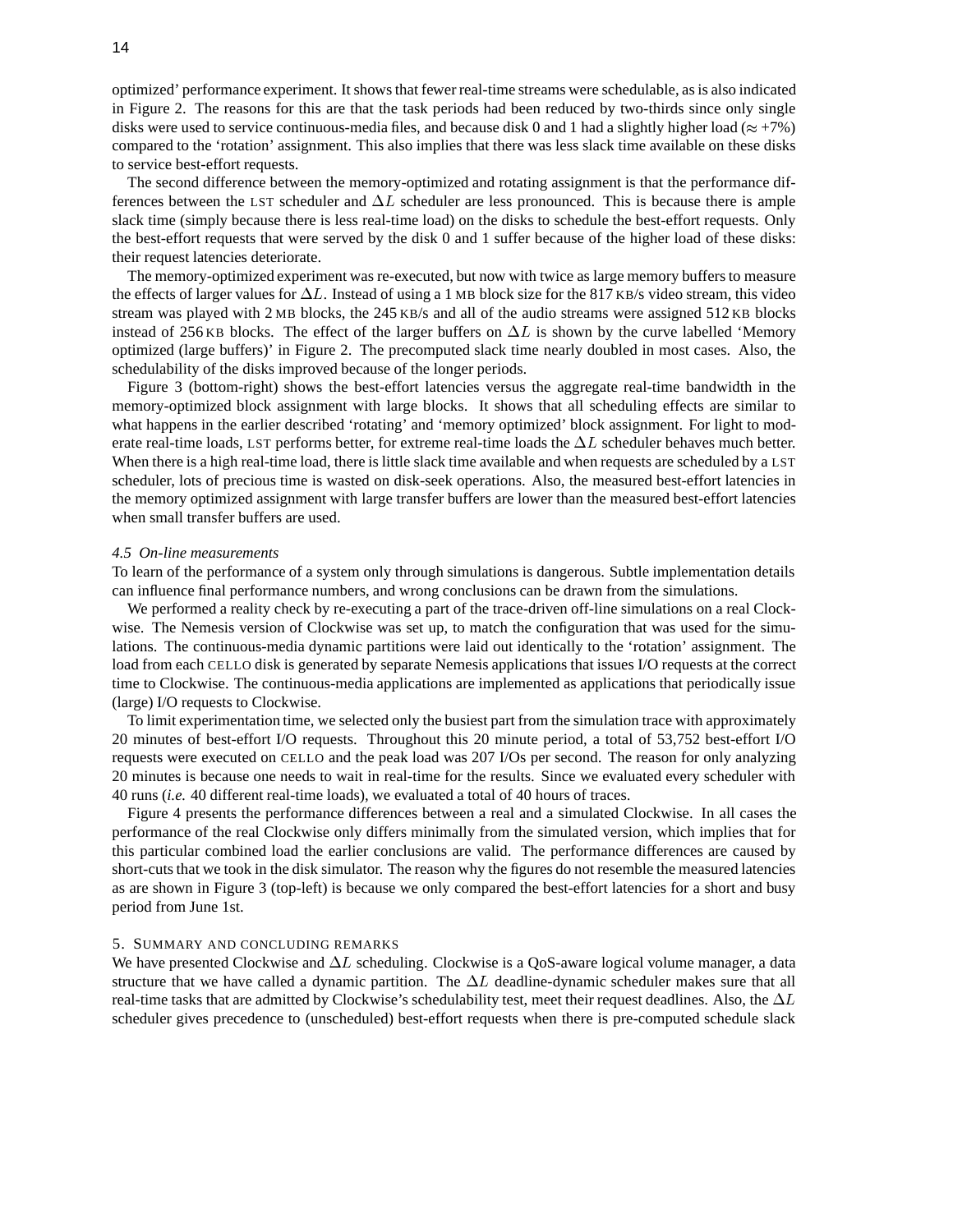optimized' performance experiment. It shows that fewer real-time streams were schedulable, as is also indicated in Figure 2. The reasons for this are that the task periods had been reduced by two-thirds since only single disks were used to service continuous-media files, and because disk 0 and 1 had a slightly higher load ($\approx$ +7%) compared to the 'rotation' assignment. This also implies that there was less slack time available on these disks to service best-effort requests.

The second difference between the memory-optimized and rotating assignment is that the performance differences between the LST scheduler and $\Delta L$ scheduler are less pronounced. This is because there is ample slack time (simply because there is less real-time load) on the disks to schedule the best-effort requests. Only the best-effort requests that were served by the disk 0 and 1 suffer because of the higher load of these disks: their request latencies deteriorate.

The memory-optimized experiment was re-executed, but now with twice as large memory buffers to measure the effects of larger values for $\Delta L$. Instead of using a 1 MB block size for the 817 KB/s video stream, this video stream was played with 2 MB blocks, the 245 KB/s and all of the audio streams were assigned 512 KB blocks instead of 256 KB blocks. The effect of the larger buffers on $\Delta L$ is shown by the curve labelled 'Memory optimized (large buffers)' in Figure 2. The precomputed slack time nearly doubled in most cases. Also, the schedulability of the disks improved because of the longer periods.

Figure 3 (bottom-right) shows the best-effort latencies versus the aggregate real-time bandwidth in the memory-optimized block assignment with large blocks. It shows that all scheduling effects are similar to what happens in the earlier described 'rotating' and 'memory optimized' block assignment. For light to moderate real-time loads, LST performs better, for extreme real-time loads the $\Delta L$ scheduler behaves much better. When there is a high real-time load, there is little slack time available and when requests are scheduled by a LST scheduler, lots of precious time is wasted on disk-seek operations. Also, the measured best-effort latencies in the memory optimized assignment with large transfer buffers are lower than the measured best-effort latencies when small transfer buffers are used.

### *4.5 On-line measurements*

To learn of the performance of a system only through simulations is dangerous. Subtle implementation details can influence final performance numbers, and wrong conclusions can be drawn from the simulations.

We performed a reality check by re-executing a part of the trace-driven off-line simulations on a real Clockwise. The Nemesis version of Clockwise was set up, to match the configuration that was used for the simulations. The continuous-media dynamic partitions were laid out identically to the 'rotation' assignment. The load from each CELLO disk is generated by separate Nemesis applications that issues I/O requests at the correct time to Clockwise. The continuous-media applications are implemented as applications that periodically issue (large) I/O requests to Clockwise.

To limit experimentation time, we selected only the busiest part from the simulation trace with approximately 20 minutes of best-effort I/O requests. Throughout this 20 minute period, a total of 53,752 best-effort I/O requests were executed on CELLO and the peak load was 207 I/Os per second. The reason for only analyzing 20 minutes is because one needs to wait in real-time for the results. Since we evaluated every scheduler with 40 runs (*i.e.* 40 different real-time loads), we evaluated a total of 40 hours of traces.

Figure 4 presents the performance differences between a real and a simulated Clockwise. In all cases the performance of the real Clockwise only differs minimally from the simulated version, which implies that for this particular combined load the earlier conclusions are valid. The performance differences are caused by short-cuts that we took in the disk simulator. The reason why the figures do not resemble the measured latencies as are shown in Figure 3 (top-left) is because we only compared the best-effort latencies for a short and busy period from June 1st.

## 5. Summary and concluding remarks

We have presented Clockwise and $\Delta L$ scheduling. Clockwise is a QoS-aware logical volume manager, a data structure that we have called a dynamic partition. The $\Delta L$ deadline-dynamic scheduler makes sure that all real-time tasks that are admitted by Clockwise's schedulability test, meet their request deadlines. Also, the $\Delta L$ scheduler gives precedence to (unscheduled) best-effort requests when there is pre-computed schedule slack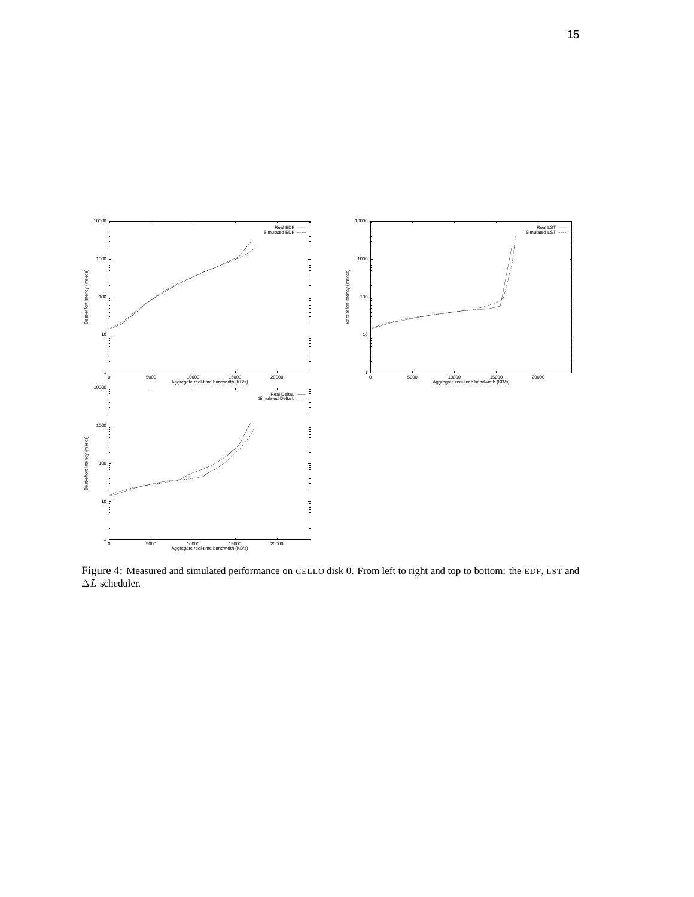Figure 4: Measured and simulated performance on CELLO disk 0. From left to right and top to bottom: the EDF, LST and $\Delta L$ scheduler.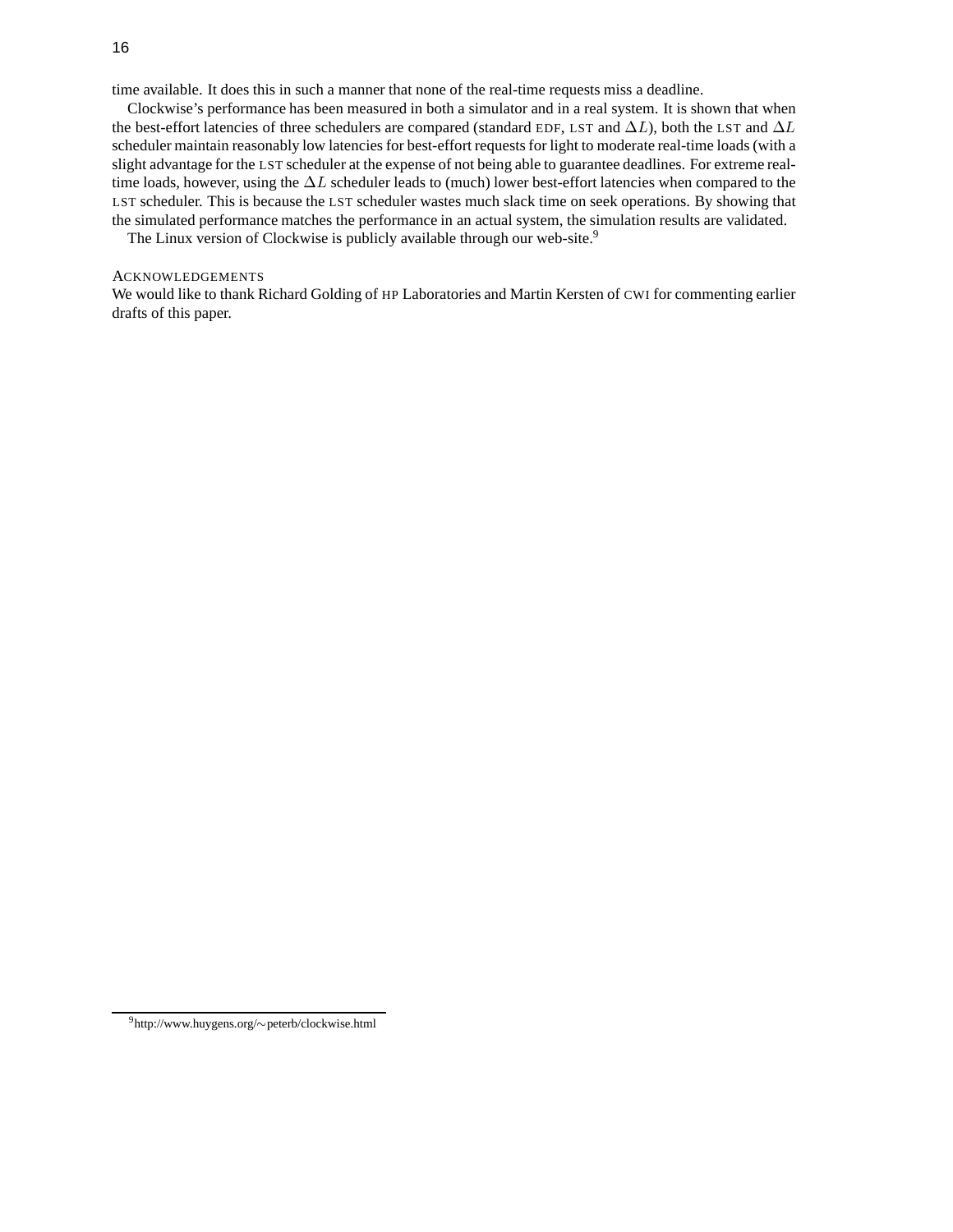time available. It does this in such a manner that none of the real-time requests miss a deadline.

Clockwise's performance has been measured in both a simulator and in a real system. It is shown that when the best-effort latencies of three schedulers are compared (standard EDF, LST and $\Delta L$), both the LST and $\Delta L$ scheduler maintain reasonably low latencies for best-effort requests for light to moderate real-time loads (with a slight advantage for the LST scheduler at the expense of not being able to guarantee deadlines. For extreme real-time loads, however, using the $\Delta L$ scheduler leads to (much) lower best-effort latencies when compared to the LST scheduler. This is because the LST scheduler wastes much slack time on seek operations. By showing that the simulated performance matches the performance in an actual system, the simulation results are validated.

The Linux version of Clockwise is publicly available through our web-site.[9]

## ACKNOWLEDGEMENTS

We would like to thank Richard Golding of HP Laboratories and Martin Kersten of CWI for commenting earlier drafts of this paper.

---

[9] http://www.huygens.org/~peterb/clockwise.html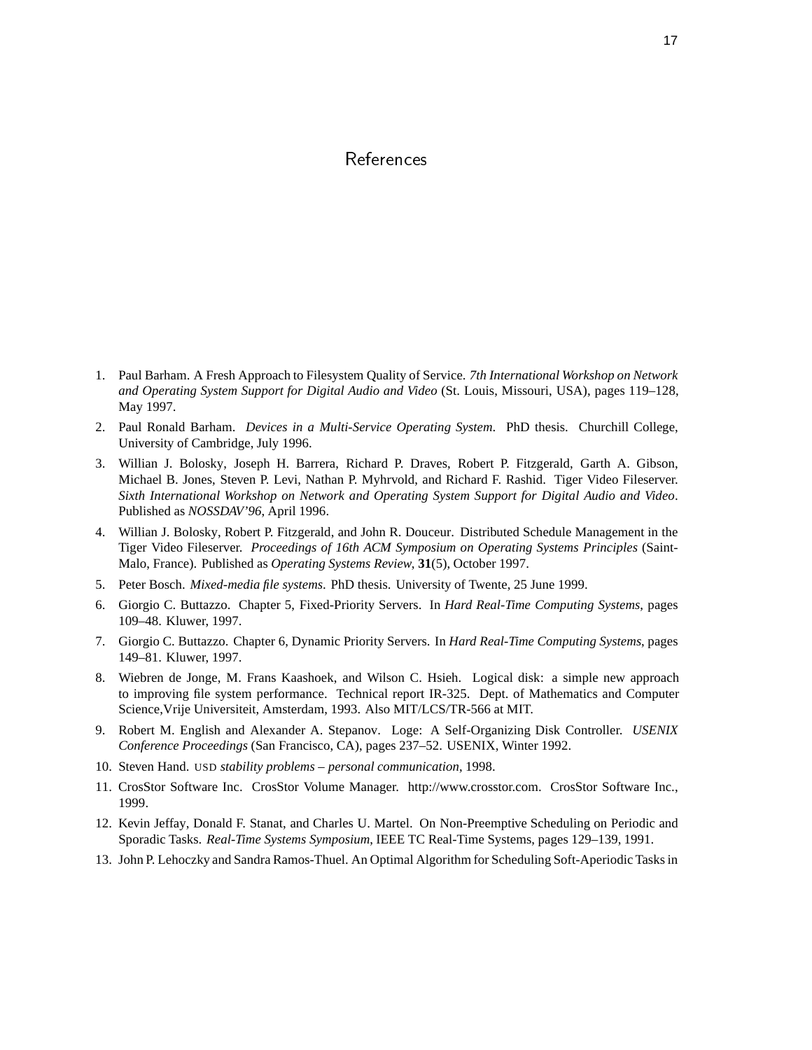# References

1. Paul Barham. A Fresh Approach to Filesystem Quality of Service. *7th International Workshop on Network and Operating System Support for Digital Audio and Video* (St. Louis, Missouri, USA), pages 119–128, May 1997.
2. Paul Ronald Barham. *Devices in a Multi-Service Operating System*. PhD thesis. Churchill College, University of Cambridge, July 1996.
3. Willian J. Bolosky, Joseph H. Barrera, Richard P. Draves, Robert P. Fitzgerald, Garth A. Gibson, Michael B. Jones, Steven P. Levi, Nathan P. Myhrvold, and Richard F. Rashid. Tiger Video Fileserver. *Sixth International Workshop on Network and Operating System Support for Digital Audio and Video*. Published as *NOSSDAV'96*, April 1996.
4. Willian J. Bolosky, Robert P. Fitzgerald, and John R. Douceur. Distributed Schedule Management in the Tiger Video Fileserver. *Proceedings of 16th ACM Symposium on Operating Systems Principles* (Saint-Malo, France). Published as *Operating Systems Review*, **31**(5), October 1997.
5. Peter Bosch. *Mixed-media file systems*. PhD thesis. University of Twente, 25 June 1999.
6. Giorgio C. Buttazzo. Chapter 5, Fixed-Priority Servers. In *Hard Real-Time Computing Systems*, pages 109–48. Kluwer, 1997.
7. Giorgio C. Buttazzo. Chapter 6, Dynamic Priority Servers. In *Hard Real-Time Computing Systems*, pages 149–81. Kluwer, 1997.
8. Wiebren de Jonge, M. Frans Kaashoek, and Wilson C. Hsieh. Logical disk: a simple new approach to improving file system performance. Technical report IR-325. Dept. of Mathematics and Computer Science,Vrije Universiteit, Amsterdam, 1993. Also MIT/LCS/TR-566 at MIT.
9. Robert M. English and Alexander A. Stepanov. Loge: A Self-Organizing Disk Controller. *USENIX Conference Proceedings* (San Francisco, CA), pages 237–52. USENIX, Winter 1992.
10. Steven Hand. USD *stability problems – personal communication*, 1998.
11. CrosStor Software Inc. CrosStor Volume Manager. http://www.crosstor.com. CrosStor Software Inc., 1999.
12. Kevin Jeffay, Donald F. Stanat, and Charles U. Martel. On Non-Preemptive Scheduling on Periodic and Sporadic Tasks. *Real-Time Systems Symposium*, IEEE TC Real-Time Systems, pages 129–139, 1991.
13. John P. Lehoczky and Sandra Ramos-Thuel. An Optimal Algorithm for Scheduling Soft-Aperiodic Tasks in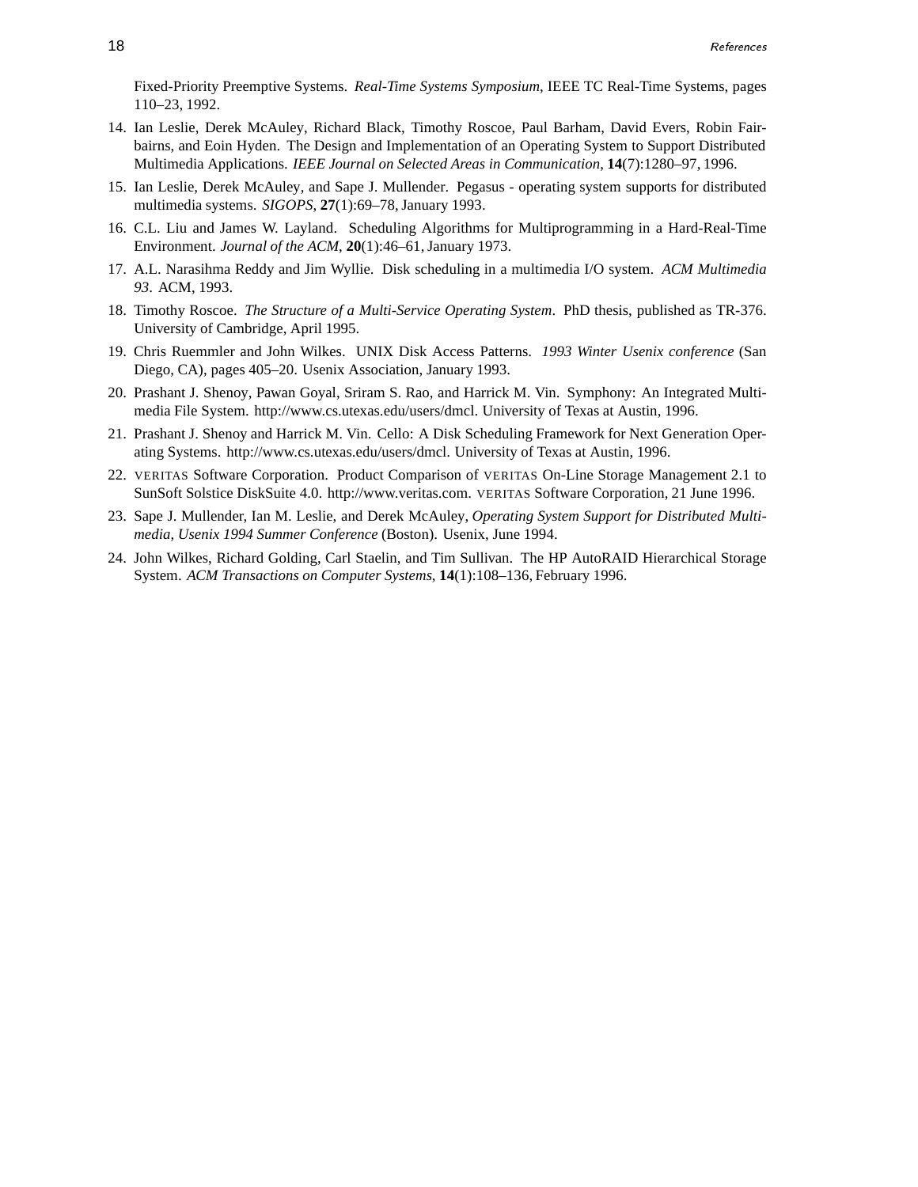Fixed-Priority Preemptive Systems. *Real-Time Systems Symposium*, IEEE TC Real-Time Systems, pages 110–23, 1992.

14. Ian Leslie, Derek McAuley, Richard Black, Timothy Roscoe, Paul Barham, David Evers, Robin Fairbairns, and Eoin Hyden. The Design and Implementation of an Operating System to Support Distributed Multimedia Applications. *IEEE Journal on Selected Areas in Communication*, **14**(7):1280–97, 1996.
15. Ian Leslie, Derek McAuley, and Sape J. Mullender. Pegasus - operating system supports for distributed multimedia systems. *SIGOPS*, **27**(1):69–78, January 1993.
16. C.L. Liu and James W. Layland. Scheduling Algorithms for Multiprogramming in a Hard-Real-Time Environment. *Journal of the ACM*, **20**(1):46–61, January 1973.
17. A.L. Narasihma Reddy and Jim Wyllie. Disk scheduling in a multimedia I/O system. *ACM Multimedia 93*. ACM, 1993.
18. Timothy Roscoe. *The Structure of a Multi-Service Operating System*. PhD thesis, published as TR-376. University of Cambridge, April 1995.
19. Chris Ruemmler and John Wilkes. UNIX Disk Access Patterns. *1993 Winter Usenix conference* (San Diego, CA), pages 405–20. Usenix Association, January 1993.
20. Prashant J. Shenoy, Pawan Goyal, Sriram S. Rao, and Harrick M. Vin. Symphony: An Integrated Multimedia File System. http://www.cs.utexas.edu/users/dmcl. University of Texas at Austin, 1996.
21. Prashant J. Shenoy and Harrick M. Vin. Cello: A Disk Scheduling Framework for Next Generation Operating Systems. http://www.cs.utexas.edu/users/dmcl. University of Texas at Austin, 1996.
22. VERITAS Software Corporation. Product Comparison of VERITAS On-Line Storage Management 2.1 to SunSoft Solstice DiskSuite 4.0. http://www.veritas.com. VERITAS Software Corporation, 21 June 1996.
23. Sape J. Mullender, Ian M. Leslie, and Derek McAuley, *Operating System Support for Distributed Multimedia*, *Usenix 1994 Summer Conference* (Boston). Usenix, June 1994.
24. John Wilkes, Richard Golding, Carl Staelin, and Tim Sullivan. The HP AutoRAID Hierarchical Storage System. *ACM Transactions on Computer Systems*, **14**(1):108–136, February 1996.